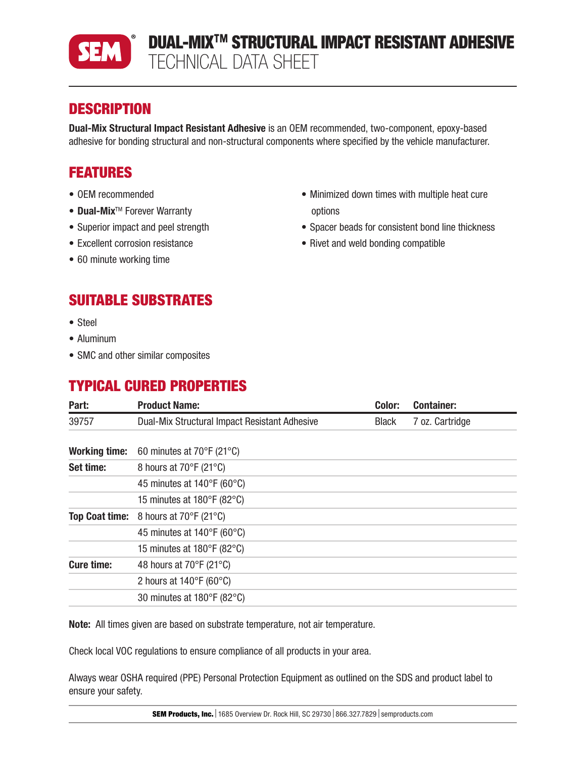# DUAL-MIX™ STRUCTURAL IMPACT RESISTANT ADHESIVE
## TECHNICAL DATA SHEET

## DESCRIPTION

**Dual-Mix Structural Impact Resistant Adhesive** is an OEM recommended, two-component, epoxy-based adhesive for bonding structural and non-structural components where specified by the vehicle manufacturer.

## FEATURES

- OEM recommended
- **Dual-Mix**™ Forever Warranty
- Superior impact and peel strength
- Excellent corrosion resistance
- 60 minute working time
- Minimized down times with multiple heat cure options
- Spacer beads for consistent bond line thickness
- Rivet and weld bonding compatible

## SUITABLE SUBSTRATES

- Steel
- Aluminum
- SMC and other similar composites

## TYPICAL CURED PROPERTIES

| Part: | Product Name: | Color: | Container: |
|---|---|---|---|
| 39757 | Dual-Mix Structural Impact Resistant Adhesive | Black | 7 oz. Cartridge |

| | |
|---|---|
| **Working time:** | 60 minutes at 70°F (21°C) |
| **Set time:** | 8 hours at 70°F (21°C) |
| | 45 minutes at 140°F (60°C) |
| | 15 minutes at 180°F (82°C) |
| **Top Coat time:** | 8 hours at 70°F (21°C) |
| | 45 minutes at 140°F (60°C) |
| | 15 minutes at 180°F (82°C) |
| **Cure time:** | 48 hours at 70°F (21°C) |
| | 2 hours at 140°F (60°C) |
| | 30 minutes at 180°F (82°C) |

**Note:** All times given are based on substrate temperature, not air temperature.

Check local VOC regulations to ensure compliance of all products in your area.

Always wear OSHA required (PPE) Personal Protection Equipment as outlined on the SDS and product label to ensure your safety.

**SEM Products, Inc.** | 1685 Overview Dr. Rock Hill, SC 29730 | 866.327.7829 | semproducts.com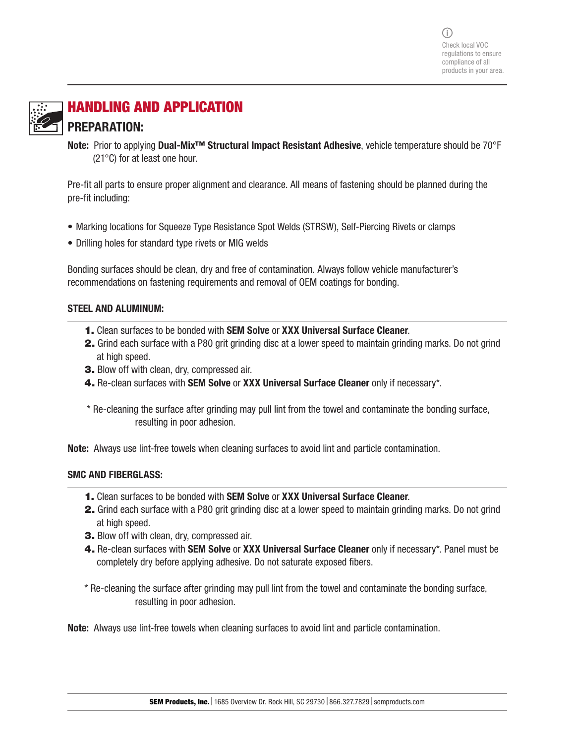Check local VOC regulations to ensure compliance of all products in your area.

## HANDLING AND APPLICATION

### PREPARATION:

**Note:** Prior to applying **Dual-Mix™ Structural Impact Resistant Adhesive**, vehicle temperature should be 70°F (21°C) for at least one hour.

Pre-fit all parts to ensure proper alignment and clearance. All means of fastening should be planned during the pre-fit including:

- Marking locations for Squeeze Type Resistance Spot Welds (STRSW), Self-Piercing Rivets or clamps
- Drilling holes for standard type rivets or MIG welds

Bonding surfaces should be clean, dry and free of contamination. Always follow vehicle manufacturer's recommendations on fastening requirements and removal of OEM coatings for bonding.

#### STEEL AND ALUMINUM:

1. Clean surfaces to be bonded with **SEM Solve** or **XXX Universal Surface Cleaner**.
2. Grind each surface with a P80 grit grinding disc at a lower speed to maintain grinding marks. Do not grind at high speed.
3. Blow off with clean, dry, compressed air.
4. Re-clean surfaces with **SEM Solve** or **XXX Universal Surface Cleaner** only if necessary*.

\* Re-cleaning the surface after grinding may pull lint from the towel and contaminate the bonding surface, resulting in poor adhesion.

**Note:** Always use lint-free towels when cleaning surfaces to avoid lint and particle contamination.

#### SMC AND FIBERGLASS:

1. Clean surfaces to be bonded with **SEM Solve** or **XXX Universal Surface Cleaner**.
2. Grind each surface with a P80 grit grinding disc at a lower speed to maintain grinding marks. Do not grind at high speed.
3. Blow off with clean, dry, compressed air.
4. Re-clean surfaces with **SEM Solve** or **XXX Universal Surface Cleaner** only if necessary*. Panel must be completely dry before applying adhesive. Do not saturate exposed fibers.

\* Re-cleaning the surface after grinding may pull lint from the towel and contaminate the bonding surface, resulting in poor adhesion.

**Note:** Always use lint-free towels when cleaning surfaces to avoid lint and particle contamination.

**SEM Products, Inc.** | 1685 Overview Dr. Rock Hill, SC 29730 | 866.327.7829 | semproducts.com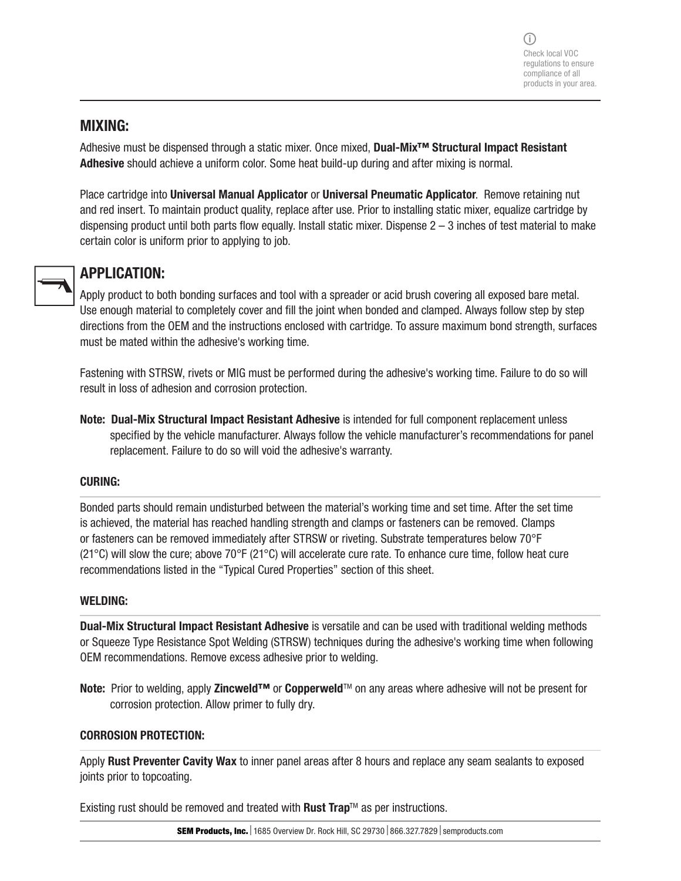Check local VOC regulations to ensure compliance of all products in your area.

## MIXING:

Adhesive must be dispensed through a static mixer. Once mixed, **Dual-Mix™ Structural Impact Resistant Adhesive** should achieve a uniform color. Some heat build-up during and after mixing is normal.

Place cartridge into **Universal Manual Applicator** or **Universal Pneumatic Applicator**. Remove retaining nut and red insert. To maintain product quality, replace after use. Prior to installing static mixer, equalize cartridge by dispensing product until both parts flow equally. Install static mixer. Dispense 2 – 3 inches of test material to make certain color is uniform prior to applying to job.

## APPLICATION:

Apply product to both bonding surfaces and tool with a spreader or acid brush covering all exposed bare metal. Use enough material to completely cover and fill the joint when bonded and clamped. Always follow step by step directions from the OEM and the instructions enclosed with cartridge. To assure maximum bond strength, surfaces must be mated within the adhesive's working time.

Fastening with STRSW, rivets or MIG must be performed during the adhesive's working time. Failure to do so will result in loss of adhesion and corrosion protection.

**Note: Dual-Mix Structural Impact Resistant Adhesive** is intended for full component replacement unless specified by the vehicle manufacturer. Always follow the vehicle manufacturer's recommendations for panel replacement. Failure to do so will void the adhesive's warranty.

### CURING:

Bonded parts should remain undisturbed between the material's working time and set time. After the set time is achieved, the material has reached handling strength and clamps or fasteners can be removed. Clamps or fasteners can be removed immediately after STRSW or riveting. Substrate temperatures below 70°F (21°C) will slow the cure; above 70°F (21°C) will accelerate cure rate. To enhance cure time, follow heat cure recommendations listed in the "Typical Cured Properties" section of this sheet.

### WELDING:

**Dual-Mix Structural Impact Resistant Adhesive** is versatile and can be used with traditional welding methods or Squeeze Type Resistance Spot Welding (STRSW) techniques during the adhesive's working time when following OEM recommendations. Remove excess adhesive prior to welding.

**Note:** Prior to welding, apply **Zincweld™** or **Copperweld**™ on any areas where adhesive will not be present for corrosion protection. Allow primer to fully dry.

### CORROSION PROTECTION:

Apply **Rust Preventer Cavity Wax** to inner panel areas after 8 hours and replace any seam sealants to exposed joints prior to topcoating.

Existing rust should be removed and treated with **Rust Trap**™ as per instructions.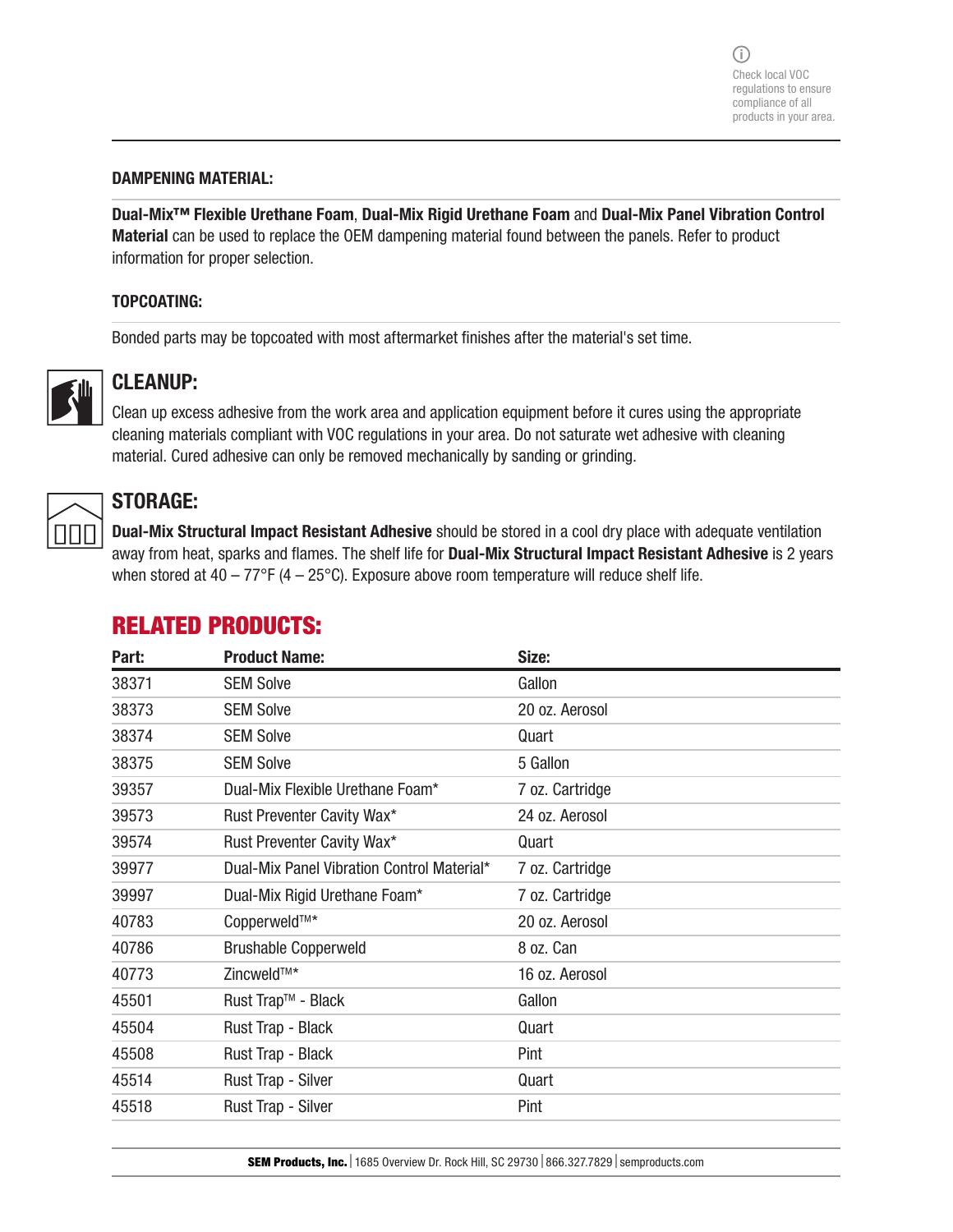Check local VOC regulations to ensure compliance of all products in your area.

### DAMPENING MATERIAL:

**Dual-Mix™ Flexible Urethane Foam**, **Dual-Mix Rigid Urethane Foam** and **Dual-Mix Panel Vibration Control Material** can be used to replace the OEM dampening material found between the panels. Refer to product information for proper selection.

### TOPCOATING:

Bonded parts may be topcoated with most aftermarket finishes after the material's set time.

## CLEANUP:

Clean up excess adhesive from the work area and application equipment before it cures using the appropriate cleaning materials compliant with VOC regulations in your area. Do not saturate wet adhesive with cleaning material. Cured adhesive can only be removed mechanically by sanding or grinding.

## STORAGE:

**Dual-Mix Structural Impact Resistant Adhesive** should be stored in a cool dry place with adequate ventilation away from heat, sparks and flames. The shelf life for **Dual-Mix Structural Impact Resistant Adhesive** is 2 years when stored at 40 – 77°F (4 – 25°C). Exposure above room temperature will reduce shelf life.

## RELATED PRODUCTS:

| Part: | Product Name: | Size: |
|---|---|---|
| 38371 | SEM Solve | Gallon |
| 38373 | SEM Solve | 20 oz. Aerosol |
| 38374 | SEM Solve | Quart |
| 38375 | SEM Solve | 5 Gallon |
| 39357 | Dual-Mix Flexible Urethane Foam* | 7 oz. Cartridge |
| 39573 | Rust Preventer Cavity Wax* | 24 oz. Aerosol |
| 39574 | Rust Preventer Cavity Wax* | Quart |
| 39977 | Dual-Mix Panel Vibration Control Material* | 7 oz. Cartridge |
| 39997 | Dual-Mix Rigid Urethane Foam* | 7 oz. Cartridge |
| 40783 | Copperweld™* | 20 oz. Aerosol |
| 40786 | Brushable Copperweld | 8 oz. Can |
| 40773 | Zincweld™* | 16 oz. Aerosol |
| 45501 | Rust Trap™ - Black | Gallon |
| 45504 | Rust Trap - Black | Quart |
| 45508 | Rust Trap - Black | Pint |
| 45514 | Rust Trap - Silver | Quart |
| 45518 | Rust Trap - Silver | Pint |

**SEM Products, Inc.** | 1685 Overview Dr. Rock Hill, SC 29730 | 866.327.7829 | semproducts.com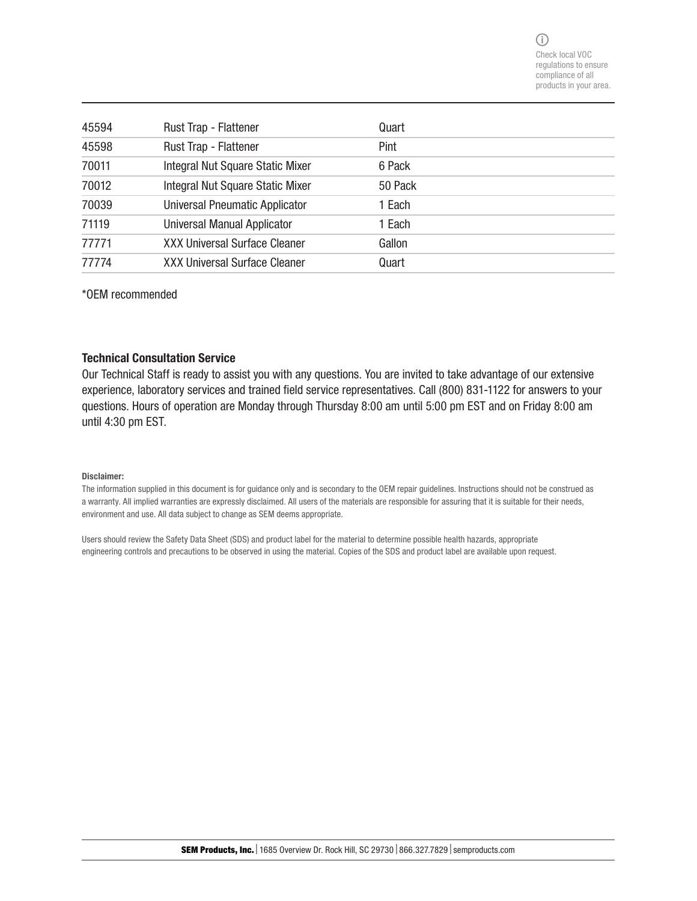Check local VOC regulations to ensure compliance of all products in your area.

| | | |
|---|---|---|
| 45594 | Rust Trap - Flattener | Quart |
| 45598 | Rust Trap - Flattener | Pint |
| 70011 | Integral Nut Square Static Mixer | 6 Pack |
| 70012 | Integral Nut Square Static Mixer | 50 Pack |
| 70039 | Universal Pneumatic Applicator | 1 Each |
| 71119 | Universal Manual Applicator | 1 Each |
| 77771 | XXX Universal Surface Cleaner | Gallon |
| 77774 | XXX Universal Surface Cleaner | Quart |

*OEM recommended

### Technical Consultation Service

Our Technical Staff is ready to assist you with any questions. You are invited to take advantage of our extensive experience, laboratory services and trained field service representatives. Call (800) 831-1122 for answers to your questions. Hours of operation are Monday through Thursday 8:00 am until 5:00 pm EST and on Friday 8:00 am until 4:30 pm EST.

**Disclaimer:**

The information supplied in this document is for guidance only and is secondary to the OEM repair guidelines. Instructions should not be construed as a warranty. All implied warranties are expressly disclaimed. All users of the materials are responsible for assuring that it is suitable for their needs, environment and use. All data subject to change as SEM deems appropriate.

Users should review the Safety Data Sheet (SDS) and product label for the material to determine possible health hazards, appropriate engineering controls and precautions to be observed in using the material. Copies of the SDS and product label are available upon request.

**SEM Products, Inc.** | 1685 Overview Dr. Rock Hill, SC 29730 | 866.327.7829 | semproducts.com